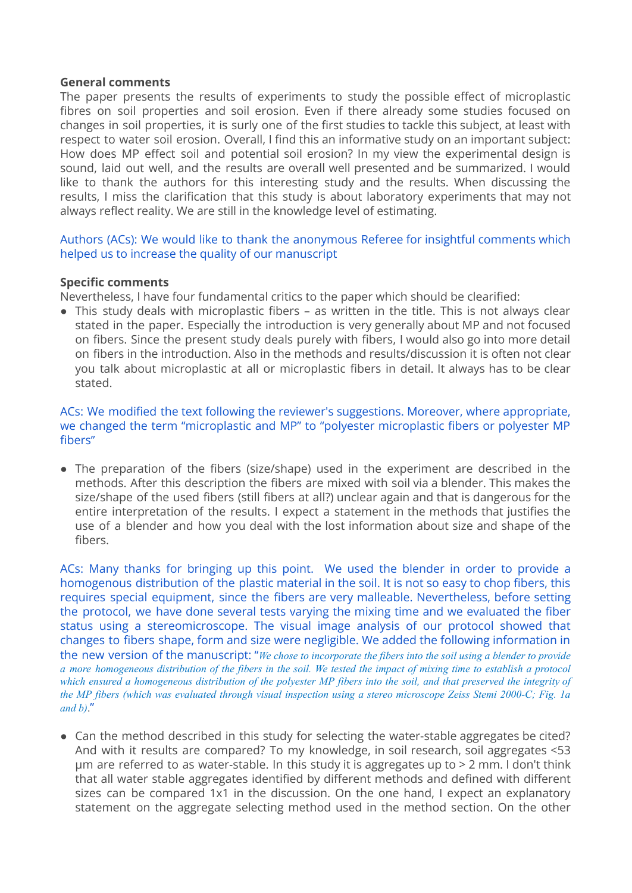**General comments**

The paper presents the results of experiments to study the possible effect of microplastic fibres on soil properties and soil erosion. Even if there already some studies focused on changes in soil properties, it is surly one of the first studies to tackle this subject, at least with respect to water soil erosion. Overall, I find this an informative study on an important subject: How does MP effect soil and potential soil erosion? In my view the experimental design is sound, laid out well, and the results are overall well presented and be summarized. I would like to thank the authors for this interesting study and the results. When discussing the results, I miss the clarification that this study is about laboratory experiments that may not always reflect reality. We are still in the knowledge level of estimating.

Authors (ACs): We would like to thank the anonymous Referee for insightful comments which helped us to increase the quality of our manuscript

**Specific comments**

Nevertheless, I have four fundamental critics to the paper which should be clearified:

- This study deals with microplastic fibers – as written in the title. This is not always clear stated in the paper. Especially the introduction is very generally about MP and not focused on fibers. Since the present study deals purely with fibers, I would also go into more detail on fibers in the introduction. Also in the methods and results/discussion it is often not clear you talk about microplastic at all or microplastic fibers in detail. It always has to be clear stated.

ACs: We modified the text following the reviewer's suggestions. Moreover, where appropriate, we changed the term "microplastic and MP" to "polyester microplastic fibers or polyester MP fibers"

- The preparation of the fibers (size/shape) used in the experiment are described in the methods. After this description the fibers are mixed with soil via a blender. This makes the size/shape of the used fibers (still fibers at all?) unclear again and that is dangerous for the entire interpretation of the results. I expect a statement in the methods that justifies the use of a blender and how you deal with the lost information about size and shape of the fibers.

ACs: Many thanks for bringing up this point. We used the blender in order to provide a homogenous distribution of the plastic material in the soil. It is not so easy to chop fibers, this requires special equipment, since the fibers are very malleable. Nevertheless, before setting the protocol, we have done several tests varying the mixing time and we evaluated the fiber status using a stereomicroscope. The visual image analysis of our protocol showed that changes to fibers shape, form and size were negligible. We added the following information in the new version of the manuscript: "*We chose to incorporate the fibers into the soil using a blender to provide a more homogeneous distribution of the fibers in the soil. We tested the impact of mixing time to establish a protocol which ensured a homogeneous distribution of the polyester MP fibers into the soil, and that preserved the integrity of the MP fibers (which was evaluated through visual inspection using a stereo microscope Zeiss Stemi 2000-C; Fig. 1a and b).*"

- Can the method described in this study for selecting the water-stable aggregates be cited? And with it results are compared? To my knowledge, in soil research, soil aggregates <53 µm are referred to as water-stable. In this study it is aggregates up to > 2 mm. I don't think that all water stable aggregates identified by different methods and defined with different sizes can be compared 1x1 in the discussion. On the one hand, I expect an explanatory statement on the aggregate selecting method used in the method section. On the other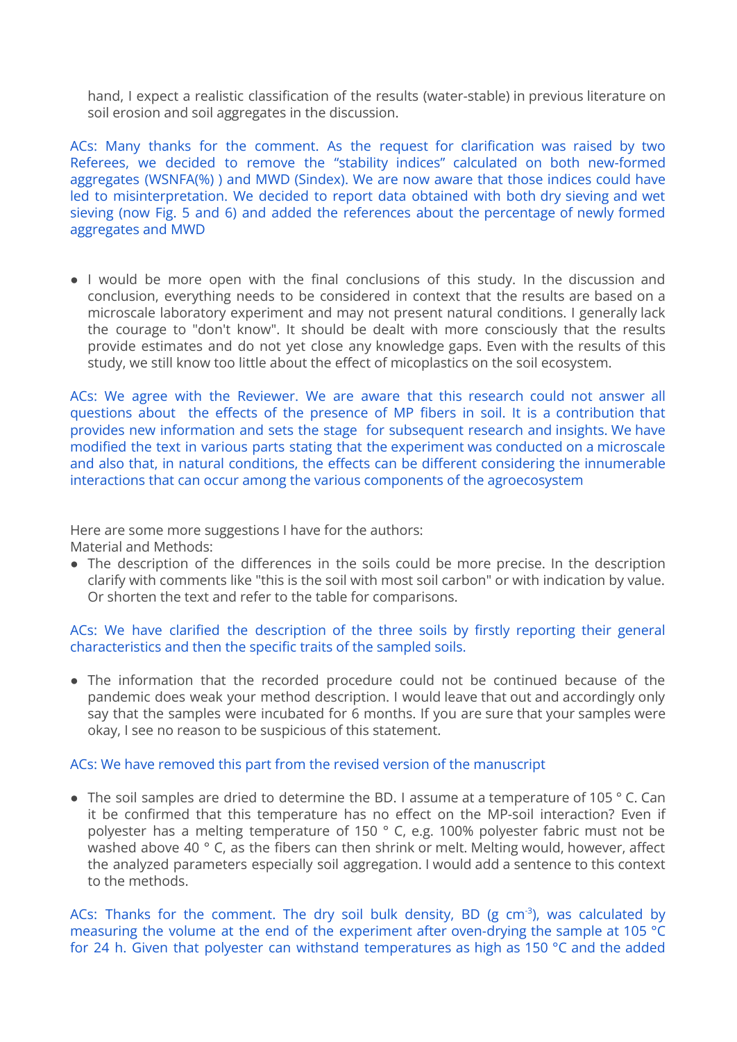hand, I expect a realistic classification of the results (water-stable) in previous literature on soil erosion and soil aggregates in the discussion.

ACs: Many thanks for the comment. As the request for clarification was raised by two Referees, we decided to remove the “stability indices” calculated on both new-formed aggregates (WSNFA(%) ) and MWD (Sindex). We are now aware that those indices could have led to misinterpretation. We decided to report data obtained with both dry sieving and wet sieving (now Fig. 5 and 6) and added the references about the percentage of newly formed aggregates and MWD

- I would be more open with the final conclusions of this study. In the discussion and conclusion, everything needs to be considered in context that the results are based on a microscale laboratory experiment and may not present natural conditions. I generally lack the courage to "don't know". It should be dealt with more consciously that the results provide estimates and do not yet close any knowledge gaps. Even with the results of this study, we still know too little about the effect of micoplastics on the soil ecosystem.

ACs: We agree with the Reviewer. We are aware that this research could not answer all questions about the effects of the presence of MP fibers in soil. It is a contribution that provides new information and sets the stage for subsequent research and insights. We have modified the text in various parts stating that the experiment was conducted on a microscale and also that, in natural conditions, the effects can be different considering the innumerable interactions that can occur among the various components of the agroecosystem

Here are some more suggestions I have for the authors:
Material and Methods:

- The description of the differences in the soils could be more precise. In the description clarify with comments like "this is the soil with most soil carbon" or with indication by value. Or shorten the text and refer to the table for comparisons.

ACs: We have clarified the description of the three soils by firstly reporting their general characteristics and then the specific traits of the sampled soils.

- The information that the recorded procedure could not be continued because of the pandemic does weak your method description. I would leave that out and accordingly only say that the samples were incubated for 6 months. If you are sure that your samples were okay, I see no reason to be suspicious of this statement.

ACs: We have removed this part from the revised version of the manuscript

- The soil samples are dried to determine the BD. I assume at a temperature of 105 ° C. Can it be confirmed that this temperature has no effect on the MP-soil interaction? Even if polyester has a melting temperature of 150 ° C, e.g. 100% polyester fabric must not be washed above 40 ° C, as the fibers can then shrink or melt. Melting would, however, affect the analyzed parameters especially soil aggregation. I would add a sentence to this context to the methods.

ACs: Thanks for the comment. The dry soil bulk density, BD (g cm$^{-3}$), was calculated by measuring the volume at the end of the experiment after oven-drying the sample at 105 °C for 24 h. Given that polyester can withstand temperatures as high as 150 °C and the added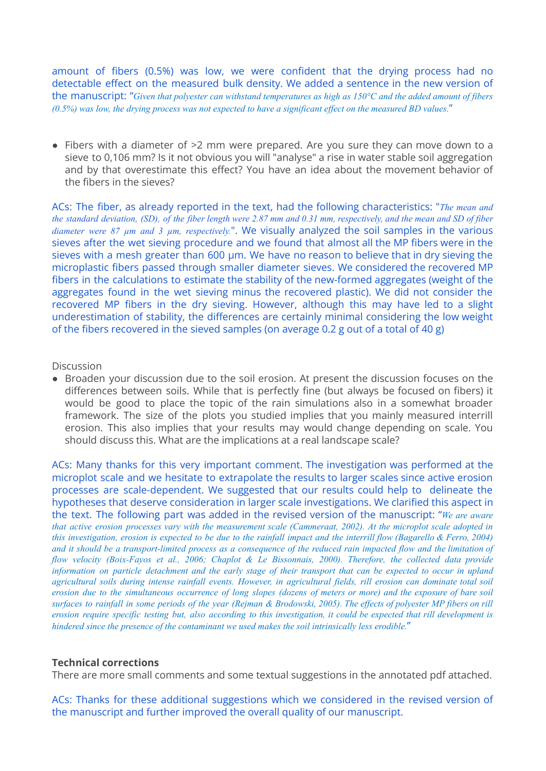amount of fibers (0.5%) was low, we were confident that the drying process had no detectable effect on the measured bulk density. We added a sentence in the new version of the manuscript: "*Given that polyester can withstand temperatures as high as 150°C and the added amount of fibers (0.5%) was low, the drying process was not expected to have a significant effect on the measured BD values.*"

- Fibers with a diameter of >2 mm were prepared. Are you sure they can move down to a sieve to 0,106 mm? Is it not obvious you will "analyse" a rise in water stable soil aggregation and by that overestimate this effect? You have an idea about the movement behavior of the fibers in the sieves?

ACs: The fiber, as already reported in the text, had the following characteristics: "*The mean and the standard deviation, (SD), of the fiber length were 2.87 mm and 0.31 mm, respectively, and the mean and SD of fiber diameter were 87 µm and 3 µm, respectively.*". We visually analyzed the soil samples in the various sieves after the wet sieving procedure and we found that almost all the MP fibers were in the sieves with a mesh greater than 600 µm. We have no reason to believe that in dry sieving the microplastic fibers passed through smaller diameter sieves. We considered the recovered MP fibers in the calculations to estimate the stability of the new-formed aggregates (weight of the aggregates found in the wet sieving minus the recovered plastic). We did not consider the recovered MP fibers in the dry sieving. However, although this may have led to a slight underestimation of stability, the differences are certainly minimal considering the low weight of the fibers recovered in the sieved samples (on average 0.2 g out of a total of 40 g)

Discussion

- Broaden your discussion due to the soil erosion. At present the discussion focuses on the differences between soils. While that is perfectly fine (but always be focused on fibers) it would be good to place the topic of the rain simulations also in a somewhat broader framework. The size of the plots you studied implies that you mainly measured interrill erosion. This also implies that your results may would change depending on scale. You should discuss this. What are the implications at a real landscape scale?

ACs: Many thanks for this very important comment. The investigation was performed at the microplot scale and we hesitate to extrapolate the results to larger scales since active erosion processes are scale-dependent. We suggested that our results could help to delineate the hypotheses that deserve consideration in larger scale investigations. We clarified this aspect in the text. The following part was added in the revised version of the manuscript: "*We are aware that active erosion processes vary with the measurement scale (Cammeraat, 2002). At the microplot scale adopted in this investigation, erosion is expected to be due to the rainfall impact and the interrill flow (Bagarello & Ferro, 2004) and it should be a transport-limited process as a consequence of the reduced rain impacted flow and the limitation of flow velocity (Boix-Fayos et al., 2006; Chaplot & Le Bissonnais, 2000). Therefore, the collected data provide information on particle detachment and the early stage of their transport that can be expected to occur in upland agricultural soils during intense rainfall events. However, in agricultural fields, rill erosion can dominate total soil erosion due to the simultaneous occurrence of long slopes (dozens of meters or more) and the exposure of bare soil surfaces to rainfall in some periods of the year (Rejman & Brodowski, 2005). The effects of polyester MP fibers on rill erosion require specific testing but, also according to this investigation, it could be expected that rill development is hindered since the presence of the contaminant we used makes the soil intrinsically less erodible.*"

**Technical corrections**

There are more small comments and some textual suggestions in the annotated pdf attached.

ACs: Thanks for these additional suggestions which we considered in the revised version of the manuscript and further improved the overall quality of our manuscript.